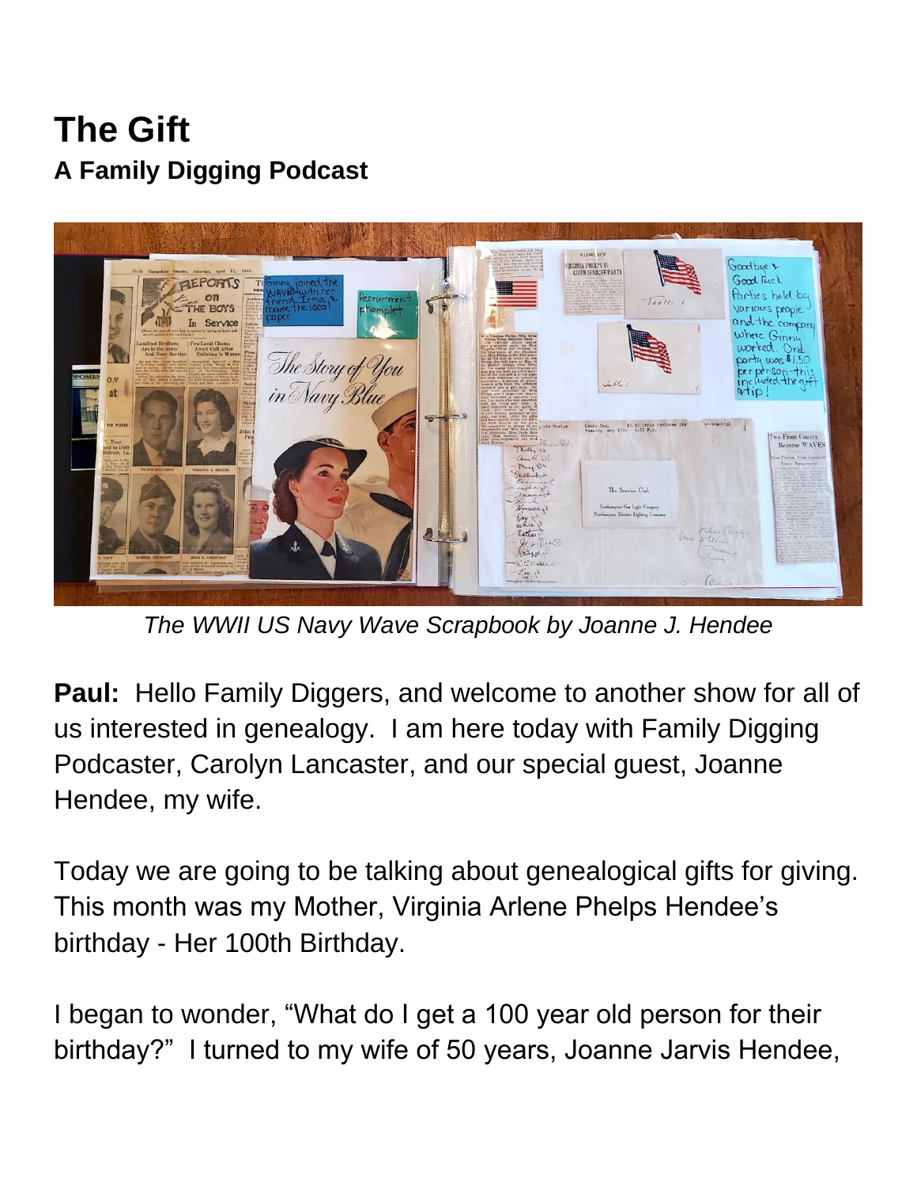# The Gift

## A Family Digging Podcast

*The WWII US Navy Wave Scrapbook by Joanne J. Hendee*

**Paul:** Hello Family Diggers, and welcome to another show for all of us interested in genealogy. I am here today with Family Digging Podcaster, Carolyn Lancaster, and our special guest, Joanne Hendee, my wife.

Today we are going to be talking about genealogical gifts for giving. This month was my Mother, Virginia Arlene Phelps Hendee's birthday - Her 100th Birthday.

I began to wonder, "What do I get a 100 year old person for their birthday?" I turned to my wife of 50 years, Joanne Jarvis Hendee,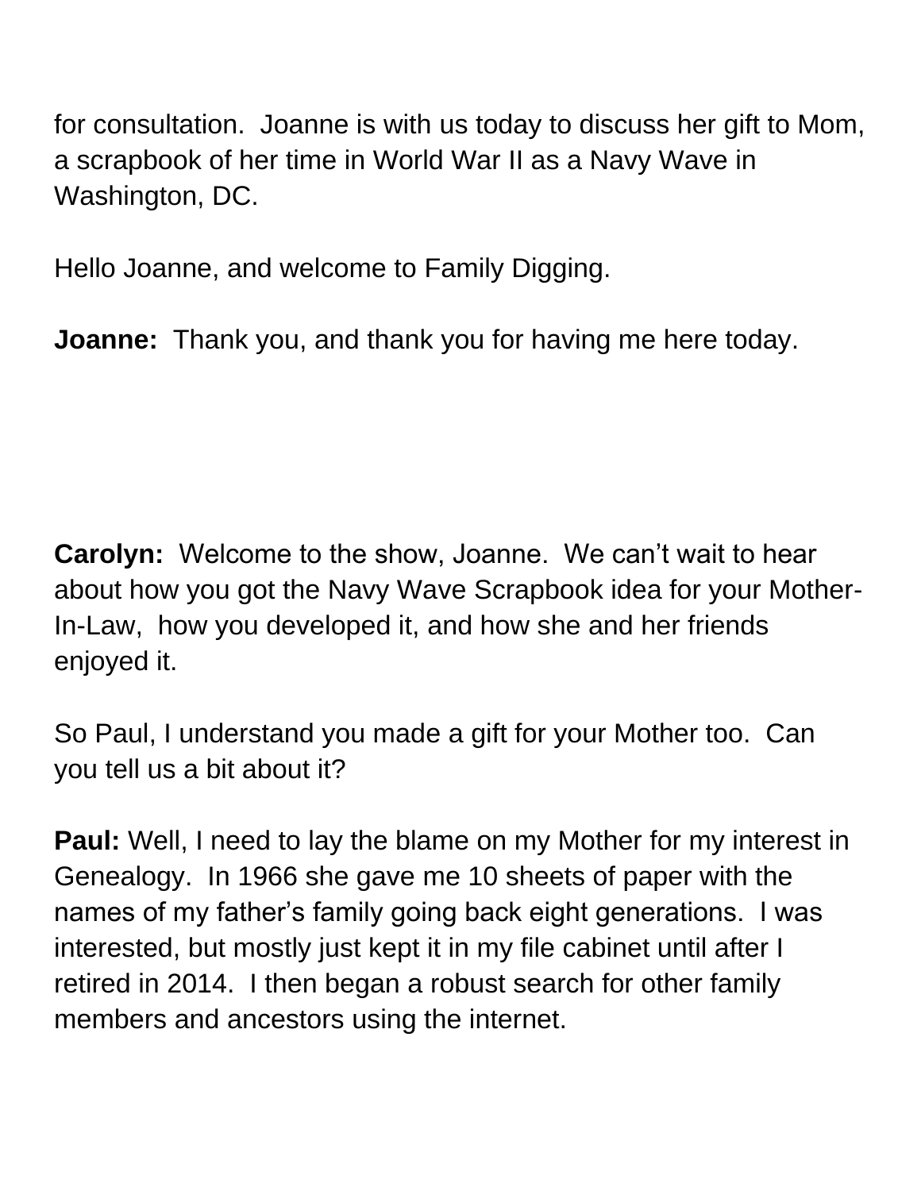for consultation.  Joanne is with us today to discuss her gift to Mom, a scrapbook of her time in World War II as a Navy Wave in Washington, DC.

Hello Joanne, and welcome to Family Digging.

**Joanne:** Thank you, and thank you for having me here today.

**Carolyn:** Welcome to the show, Joanne.  We can't wait to hear about how you got the Navy Wave Scrapbook idea for your Mother-In-Law, how you developed it, and how she and her friends enjoyed it.

So Paul, I understand you made a gift for your Mother too.  Can you tell us a bit about it?

**Paul:** Well, I need to lay the blame on my Mother for my interest in Genealogy.  In 1966 she gave me 10 sheets of paper with the names of my father's family going back eight generations.  I was interested, but mostly just kept it in my file cabinet until after I retired in 2014.  I then began a robust search for other family members and ancestors using the internet.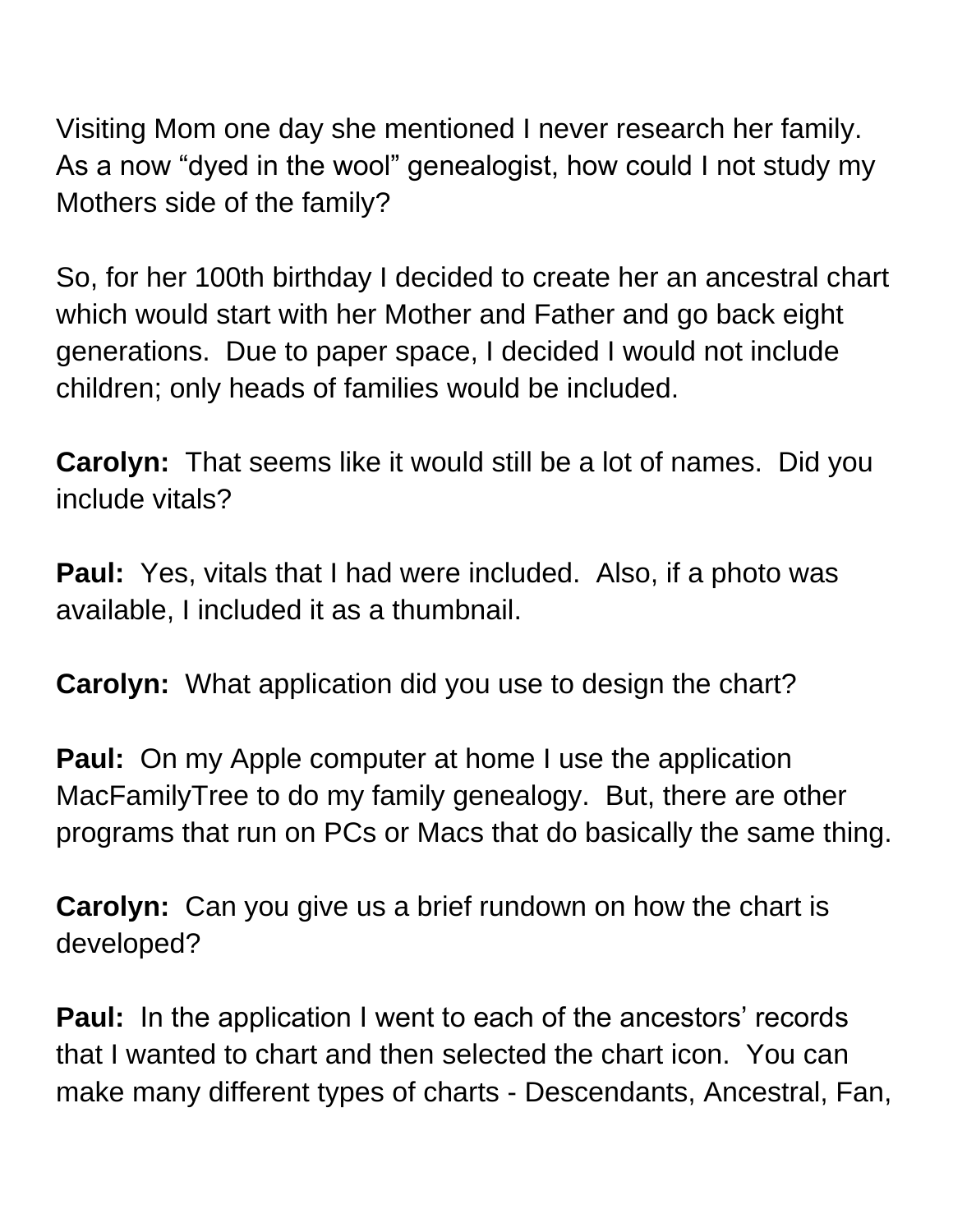Visiting Mom one day she mentioned I never research her family. As a now “dyed in the wool” genealogist, how could I not study my Mothers side of the family?

So, for her 100th birthday I decided to create her an ancestral chart which would start with her Mother and Father and go back eight generations. Due to paper space, I decided I would not include children; only heads of families would be included.

**Carolyn:** That seems like it would still be a lot of names. Did you include vitals?

**Paul:** Yes, vitals that I had were included. Also, if a photo was available, I included it as a thumbnail.

**Carolyn:** What application did you use to design the chart?

**Paul:** On my Apple computer at home I use the application MacFamilyTree to do my family genealogy. But, there are other programs that run on PCs or Macs that do basically the same thing.

**Carolyn:** Can you give us a brief rundown on how the chart is developed?

**Paul:** In the application I went to each of the ancestors’ records that I wanted to chart and then selected the chart icon. You can make many different types of charts - Descendants, Ancestral, Fan,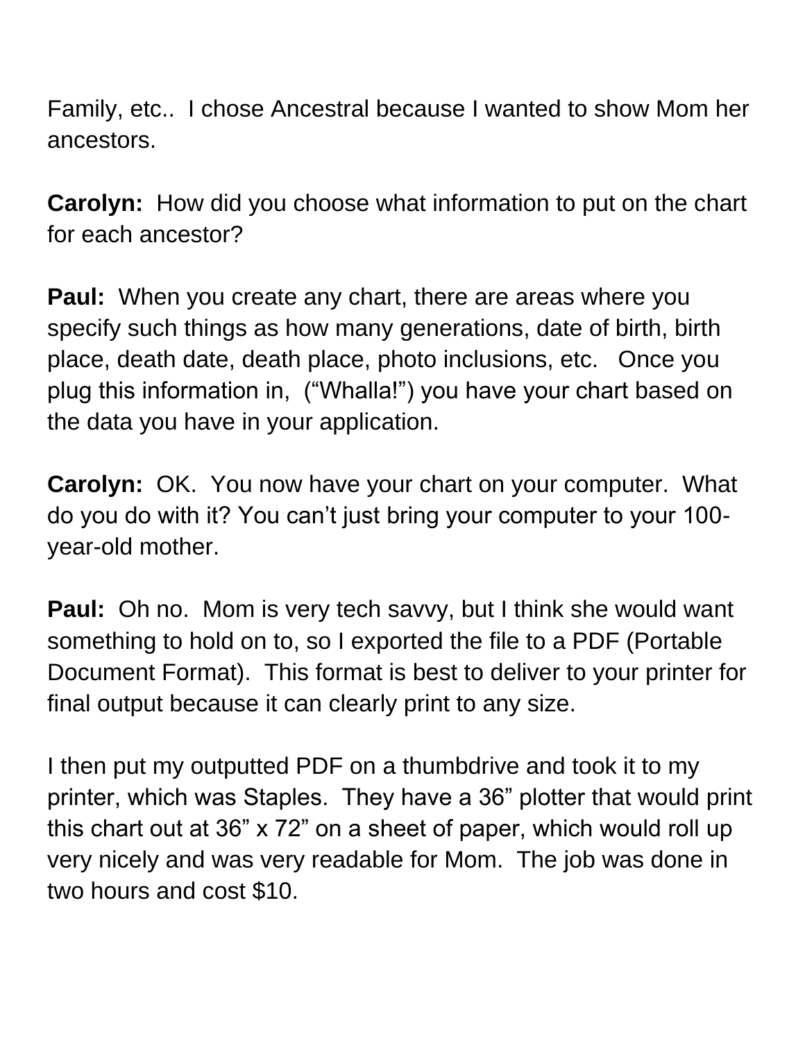Family, etc..  I chose Ancestral because I wanted to show Mom her ancestors.

**Carolyn:**  How did you choose what information to put on the chart for each ancestor?

**Paul:**  When you create any chart, there are areas where you specify such things as how many generations, date of birth, birth place, death date, death place, photo inclusions, etc.   Once you plug this information in,  ("Whalla!") you have your chart based on the data you have in your application.

**Carolyn:**  OK.  You now have your chart on your computer.  What do you do with it? You can't just bring your computer to your 100-year-old mother.

**Paul:**  Oh no.  Mom is very tech savvy, but I think she would want something to hold on to, so I exported the file to a PDF (Portable Document Format).  This format is best to deliver to your printer for final output because it can clearly print to any size.

I then put my outputted PDF on a thumbdrive and took it to my printer, which was Staples.  They have a 36" plotter that would print this chart out at 36" x 72" on a sheet of paper, which would roll up very nicely and was very readable for Mom.  The job was done in two hours and cost $10.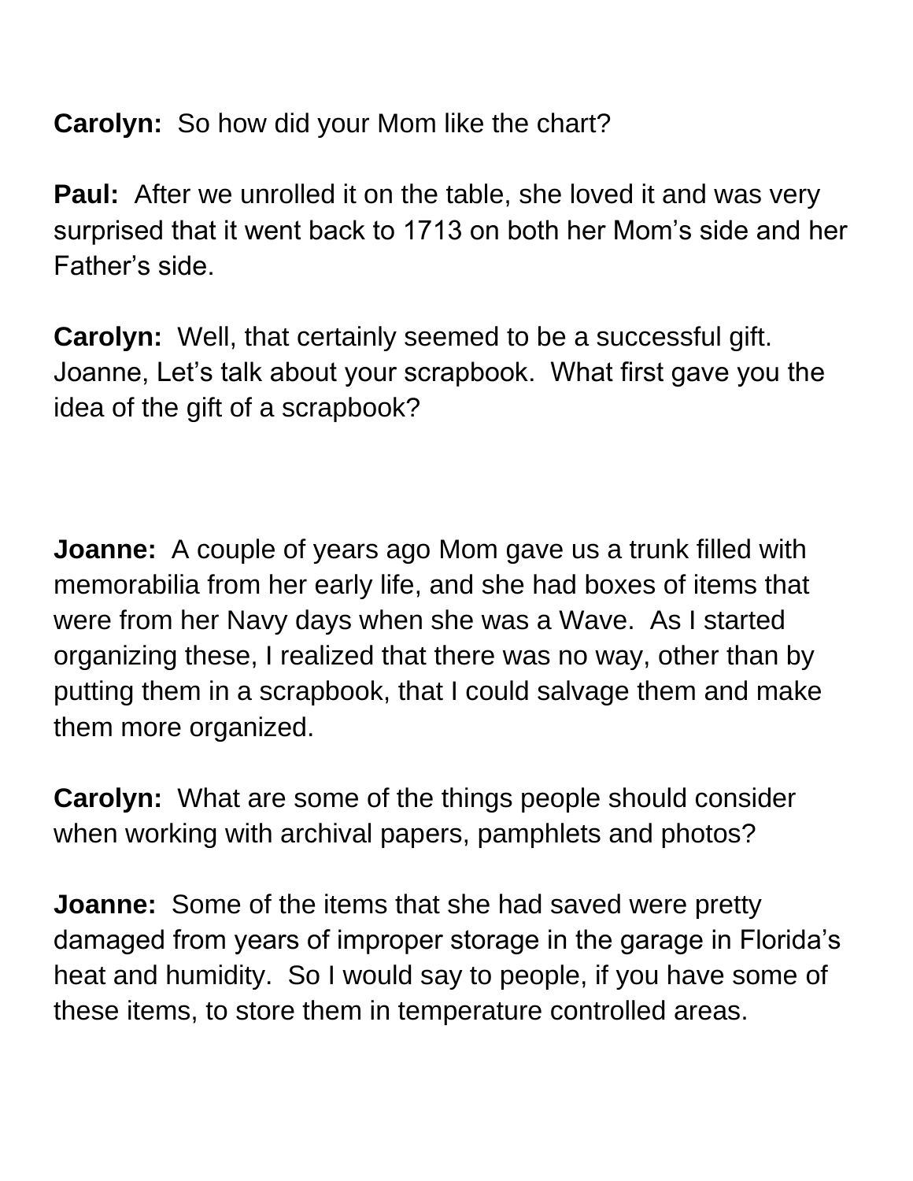**Carolyn:** So how did your Mom like the chart?

**Paul:** After we unrolled it on the table, she loved it and was very surprised that it went back to 1713 on both her Mom's side and her Father's side.

**Carolyn:** Well, that certainly seemed to be a successful gift. Joanne, Let's talk about your scrapbook. What first gave you the idea of the gift of a scrapbook?

**Joanne:** A couple of years ago Mom gave us a trunk filled with memorabilia from her early life, and she had boxes of items that were from her Navy days when she was a Wave. As I started organizing these, I realized that there was no way, other than by putting them in a scrapbook, that I could salvage them and make them more organized.

**Carolyn:** What are some of the things people should consider when working with archival papers, pamphlets and photos?

**Joanne:** Some of the items that she had saved were pretty damaged from years of improper storage in the garage in Florida's heat and humidity. So I would say to people, if you have some of these items, to store them in temperature controlled areas.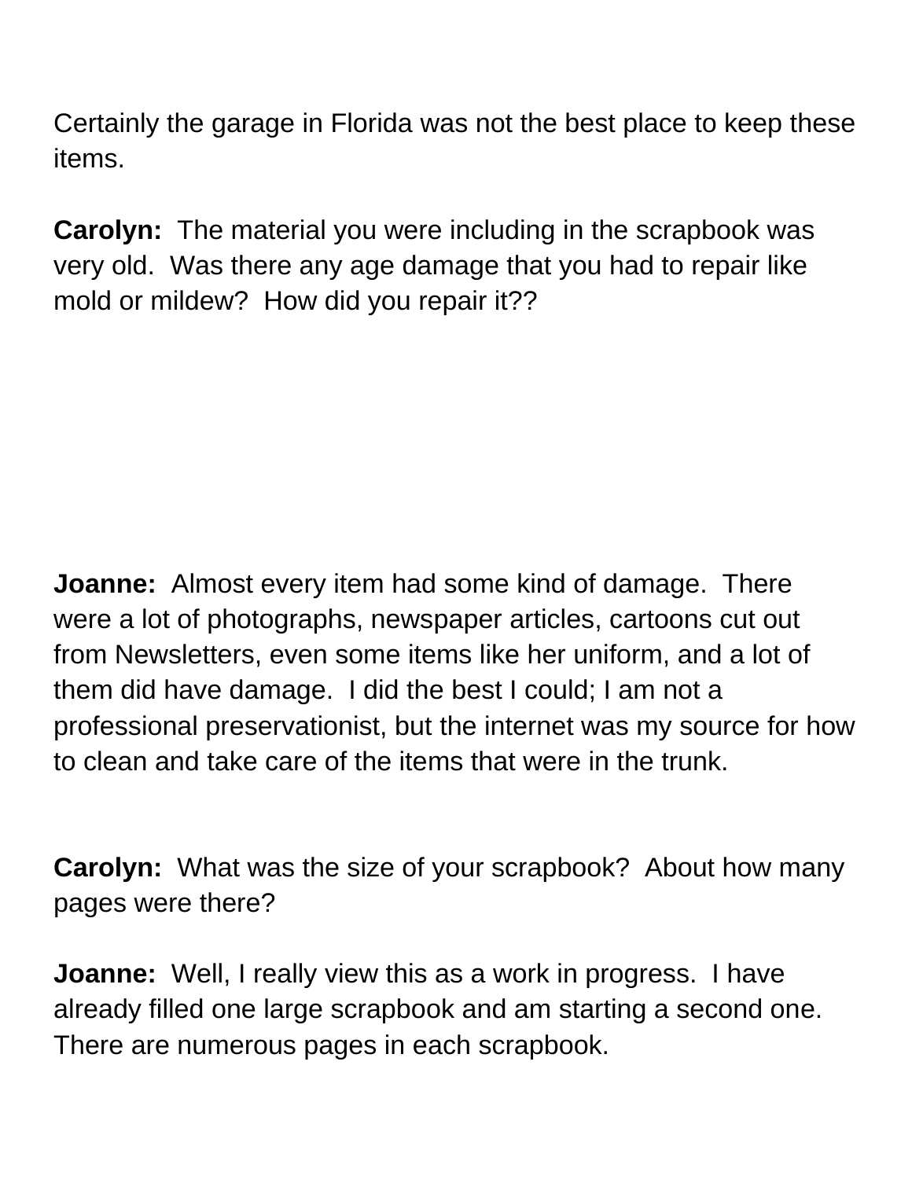Certainly the garage in Florida was not the best place to keep these items.

**Carolyn:** The material you were including in the scrapbook was very old. Was there any age damage that you had to repair like mold or mildew? How did you repair it??

**Joanne:** Almost every item had some kind of damage. There were a lot of photographs, newspaper articles, cartoons cut out from Newsletters, even some items like her uniform, and a lot of them did have damage. I did the best I could; I am not a professional preservationist, but the internet was my source for how to clean and take care of the items that were in the trunk.

**Carolyn:** What was the size of your scrapbook? About how many pages were there?

**Joanne:** Well, I really view this as a work in progress. I have already filled one large scrapbook and am starting a second one. There are numerous pages in each scrapbook.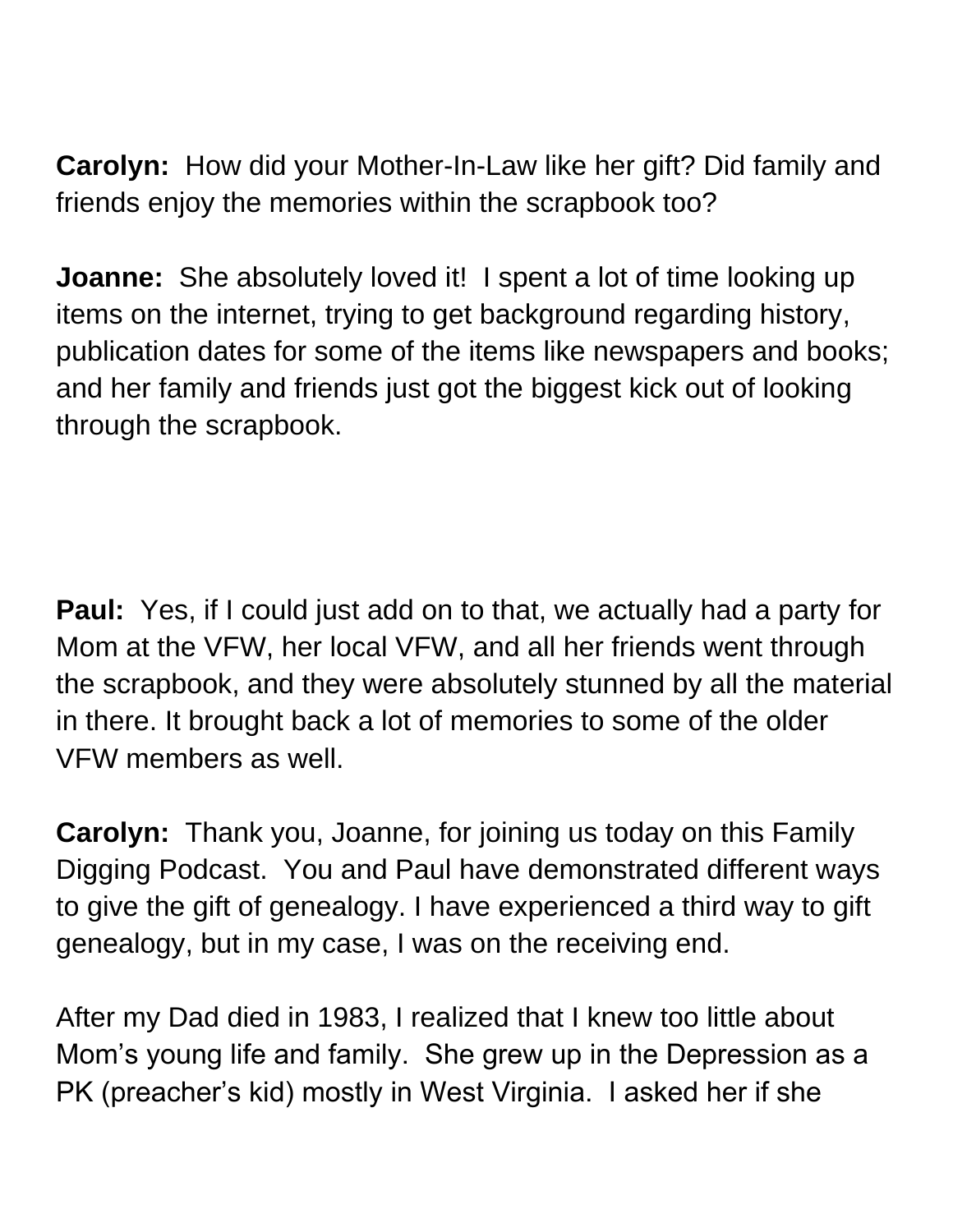**Carolyn:** How did your Mother-In-Law like her gift? Did family and friends enjoy the memories within the scrapbook too?

**Joanne:** She absolutely loved it! I spent a lot of time looking up items on the internet, trying to get background regarding history, publication dates for some of the items like newspapers and books; and her family and friends just got the biggest kick out of looking through the scrapbook.

**Paul:** Yes, if I could just add on to that, we actually had a party for Mom at the VFW, her local VFW, and all her friends went through the scrapbook, and they were absolutely stunned by all the material in there. It brought back a lot of memories to some of the older VFW members as well.

**Carolyn:** Thank you, Joanne, for joining us today on this Family Digging Podcast. You and Paul have demonstrated different ways to give the gift of genealogy. I have experienced a third way to gift genealogy, but in my case, I was on the receiving end.

After my Dad died in 1983, I realized that I knew too little about Mom's young life and family. She grew up in the Depression as a PK (preacher's kid) mostly in West Virginia. I asked her if she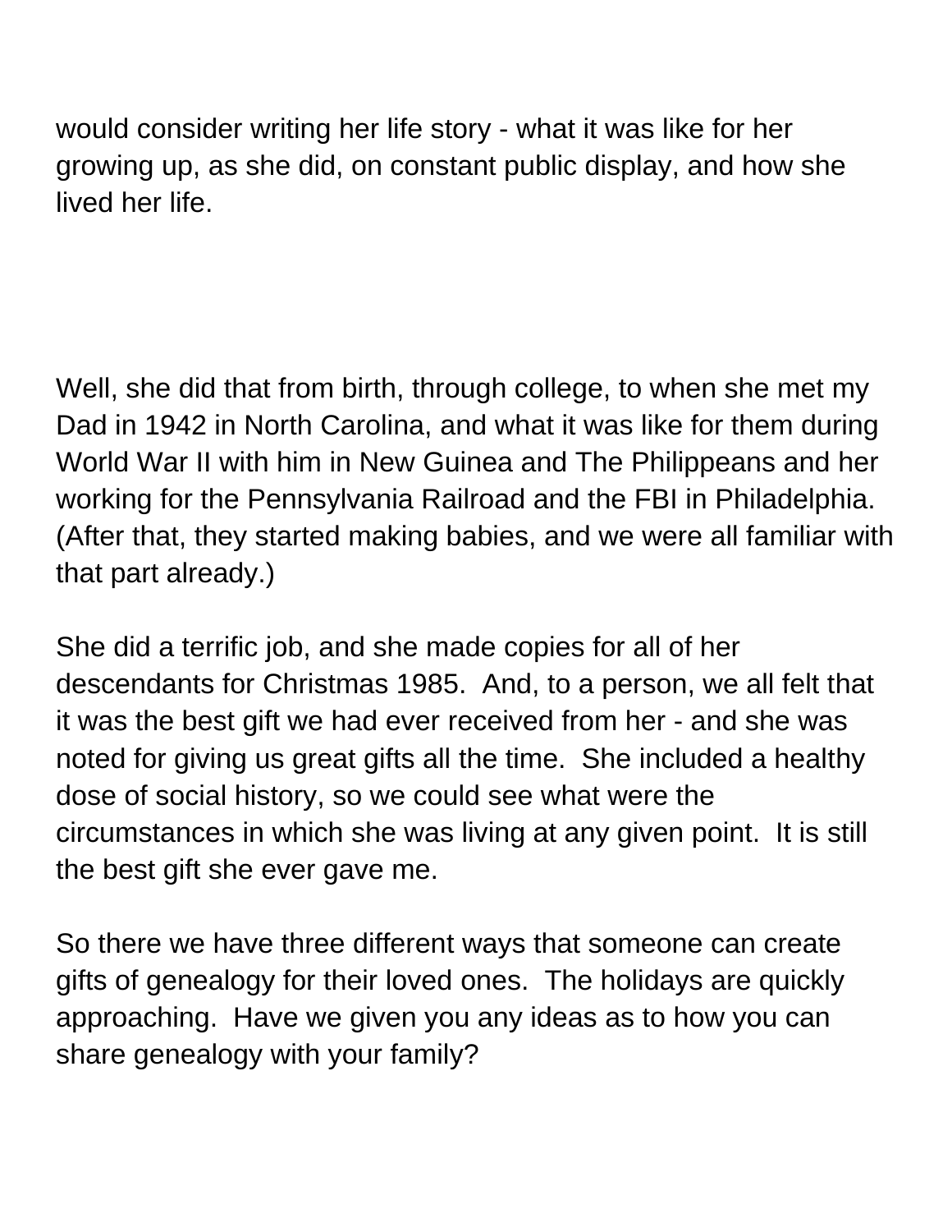would consider writing her life story - what it was like for her growing up, as she did, on constant public display, and how she lived her life.

Well, she did that from birth, through college, to when she met my Dad in 1942 in North Carolina, and what it was like for them during World War II with him in New Guinea and The Philippeans and her working for the Pennsylvania Railroad and the FBI in Philadelphia. (After that, they started making babies, and we were all familiar with that part already.)

She did a terrific job, and she made copies for all of her descendants for Christmas 1985. And, to a person, we all felt that it was the best gift we had ever received from her - and she was noted for giving us great gifts all the time. She included a healthy dose of social history, so we could see what were the circumstances in which she was living at any given point. It is still the best gift she ever gave me.

So there we have three different ways that someone can create gifts of genealogy for their loved ones. The holidays are quickly approaching. Have we given you any ideas as to how you can share genealogy with your family?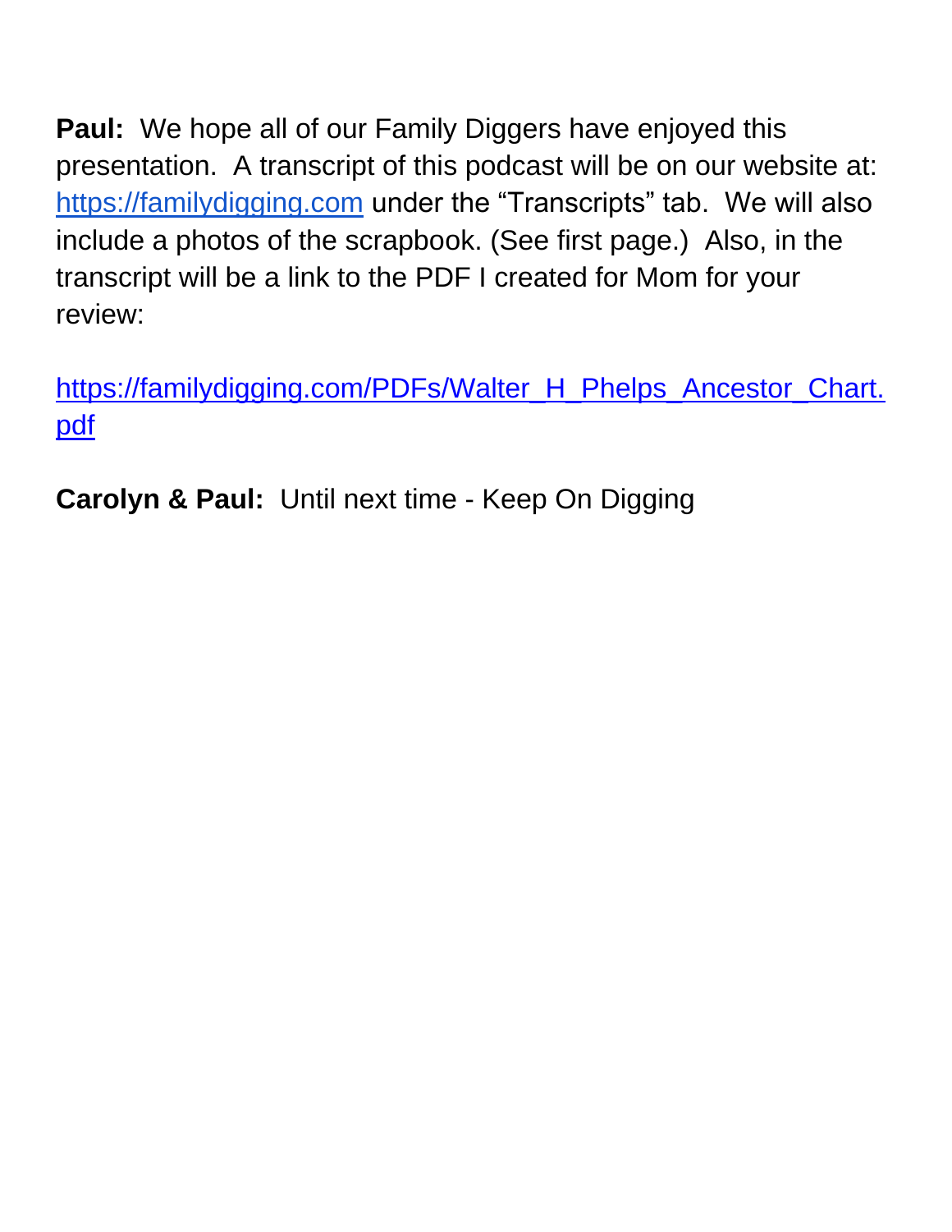**Paul:** We hope all of our Family Diggers have enjoyed this presentation. A transcript of this podcast will be on our website at: [https://familydigging.com](https://familydigging.com) under the "Transcripts" tab. We will also include a photos of the scrapbook. (See first page.) Also, in the transcript will be a link to the PDF I created for Mom for your review:

[https://familydigging.com/PDFs/Walter_H_Phelps_Ancestor_Chart.pdf](https://familydigging.com/PDFs/Walter_H_Phelps_Ancestor_Chart.pdf)

**Carolyn & Paul:** Until next time - Keep On Digging